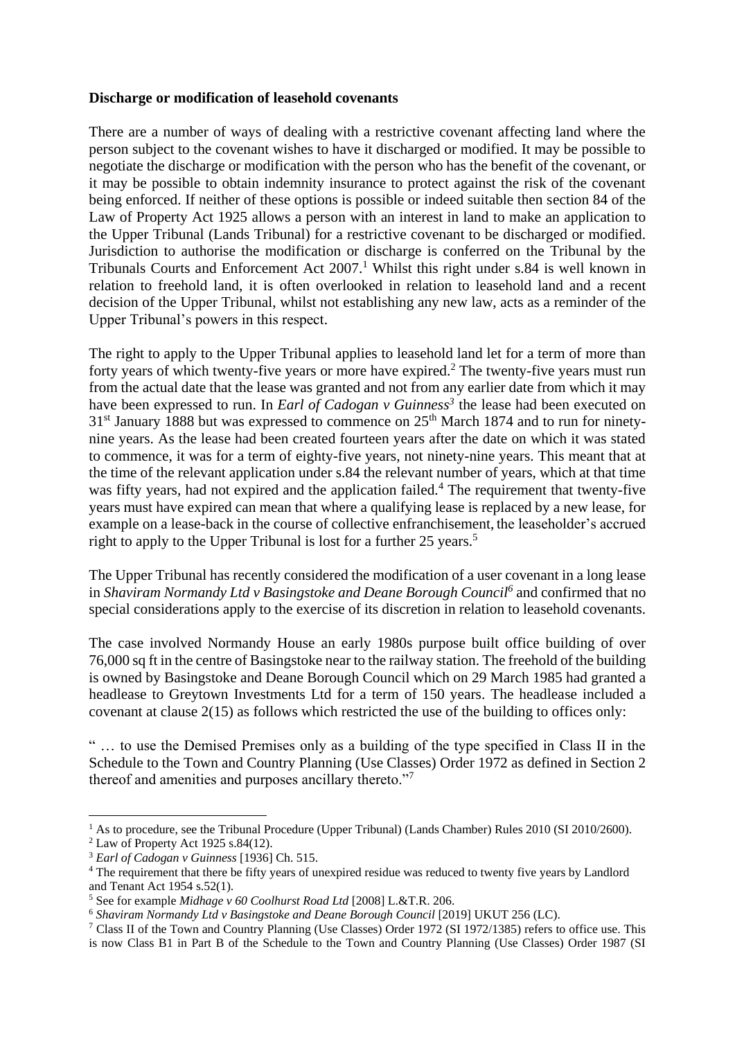**Discharge or modification of leasehold covenants**

There are a number of ways of dealing with a restrictive covenant affecting land where the person subject to the covenant wishes to have it discharged or modified. It may be possible to negotiate the discharge or modification with the person who has the benefit of the covenant, or it may be possible to obtain indemnity insurance to protect against the risk of the covenant being enforced. If neither of these options is possible or indeed suitable then section 84 of the Law of Property Act 1925 allows a person with an interest in land to make an application to the Upper Tribunal (Lands Tribunal) for a restrictive covenant to be discharged or modified. Jurisdiction to authorise the modification or discharge is conferred on the Tribunal by the Tribunals Courts and Enforcement Act 2007.[1] Whilst this right under s.84 is well known in relation to freehold land, it is often overlooked in relation to leasehold land and a recent decision of the Upper Tribunal, whilst not establishing any new law, acts as a reminder of the Upper Tribunal's powers in this respect.

The right to apply to the Upper Tribunal applies to leasehold land let for a term of more than forty years of which twenty-five years or more have expired.[2] The twenty-five years must run from the actual date that the lease was granted and not from any earlier date from which it may have been expressed to run. In *Earl of Cadogan v Guinness*[3] the lease had been executed on 31st January 1888 but was expressed to commence on 25th March 1874 and to run for ninety-nine years. As the lease had been created fourteen years after the date on which it was stated to commence, it was for a term of eighty-five years, not ninety-nine years. This meant that at the time of the relevant application under s.84 the relevant number of years, which at that time was fifty years, had not expired and the application failed.[4] The requirement that twenty-five years must have expired can mean that where a qualifying lease is replaced by a new lease, for example on a lease-back in the course of collective enfranchisement, the leaseholder's accrued right to apply to the Upper Tribunal is lost for a further 25 years.[5]

The Upper Tribunal has recently considered the modification of a user covenant in a long lease in *Shaviram Normandy Ltd v Basingstoke and Deane Borough Council*[6] and confirmed that no special considerations apply to the exercise of its discretion in relation to leasehold covenants.

The case involved Normandy House an early 1980s purpose built office building of over 76,000 sq ft in the centre of Basingstoke near to the railway station. The freehold of the building is owned by Basingstoke and Deane Borough Council which on 29 March 1985 had granted a headlease to Greytown Investments Ltd for a term of 150 years. The headlease included a covenant at clause 2(15) as follows which restricted the use of the building to offices only:

" … to use the Demised Premises only as a building of the type specified in Class II in the Schedule to the Town and Country Planning (Use Classes) Order 1972 as defined in Section 2 thereof and amenities and purposes ancillary thereto."[7]

---

[1] As to procedure, see the Tribunal Procedure (Upper Tribunal) (Lands Chamber) Rules 2010 (SI 2010/2600).

[2] Law of Property Act 1925 s.84(12).

[3] *Earl of Cadogan v Guinness* [1936] Ch. 515.

[4] The requirement that there be fifty years of unexpired residue was reduced to twenty five years by Landlord and Tenant Act 1954 s.52(1).

[5] See for example *Midhage v 60 Coolhurst Road Ltd* [2008] L.&T.R. 206.

[6] *Shaviram Normandy Ltd v Basingstoke and Deane Borough Council* [2019] UKUT 256 (LC).

[7] Class II of the Town and Country Planning (Use Classes) Order 1972 (SI 1972/1385) refers to office use. This is now Class B1 in Part B of the Schedule to the Town and Country Planning (Use Classes) Order 1987 (SI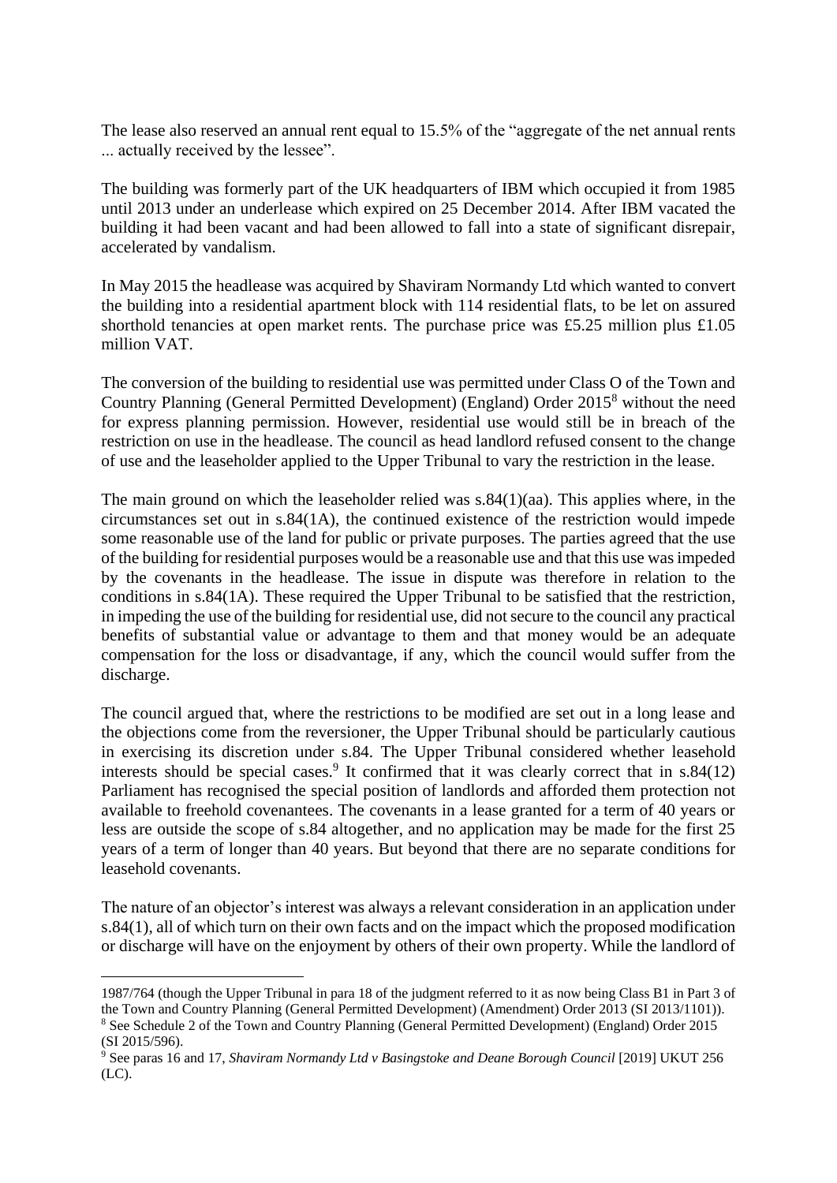The lease also reserved an annual rent equal to 15.5% of the "aggregate of the net annual rents ... actually received by the lessee".

The building was formerly part of the UK headquarters of IBM which occupied it from 1985 until 2013 under an underlease which expired on 25 December 2014. After IBM vacated the building it had been vacant and had been allowed to fall into a state of significant disrepair, accelerated by vandalism.

In May 2015 the headlease was acquired by Shaviram Normandy Ltd which wanted to convert the building into a residential apartment block with 114 residential flats, to be let on assured shorthold tenancies at open market rents. The purchase price was £5.25 million plus £1.05 million VAT.

The conversion of the building to residential use was permitted under Class O of the Town and Country Planning (General Permitted Development) (England) Order 2015[8] without the need for express planning permission. However, residential use would still be in breach of the restriction on use in the headlease. The council as head landlord refused consent to the change of use and the leaseholder applied to the Upper Tribunal to vary the restriction in the lease.

The main ground on which the leaseholder relied was s.84(1)(aa). This applies where, in the circumstances set out in s.84(1A), the continued existence of the restriction would impede some reasonable use of the land for public or private purposes. The parties agreed that the use of the building for residential purposes would be a reasonable use and that this use was impeded by the covenants in the headlease. The issue in dispute was therefore in relation to the conditions in s.84(1A). These required the Upper Tribunal to be satisfied that the restriction, in impeding the use of the building for residential use, did not secure to the council any practical benefits of substantial value or advantage to them and that money would be an adequate compensation for the loss or disadvantage, if any, which the council would suffer from the discharge.

The council argued that, where the restrictions to be modified are set out in a long lease and the objections come from the reversioner, the Upper Tribunal should be particularly cautious in exercising its discretion under s.84. The Upper Tribunal considered whether leasehold interests should be special cases.[9] It confirmed that it was clearly correct that in s.84(12) Parliament has recognised the special position of landlords and afforded them protection not available to freehold covenantees. The covenants in a lease granted for a term of 40 years or less are outside the scope of s.84 altogether, and no application may be made for the first 25 years of a term of longer than 40 years. But beyond that there are no separate conditions for leasehold covenants.

The nature of an objector's interest was always a relevant consideration in an application under s.84(1), all of which turn on their own facts and on the impact which the proposed modification or discharge will have on the enjoyment by others of their own property. While the landlord of

---

1987/764 (though the Upper Tribunal in para 18 of the judgment referred to it as now being Class B1 in Part 3 of the Town and Country Planning (General Permitted Development) (Amendment) Order 2013 (SI 2013/1101)).

[8] See Schedule 2 of the Town and Country Planning (General Permitted Development) (England) Order 2015 (SI 2015/596).

[9] See paras 16 and 17, *Shaviram Normandy Ltd v Basingstoke and Deane Borough Council* [2019] UKUT 256 (LC).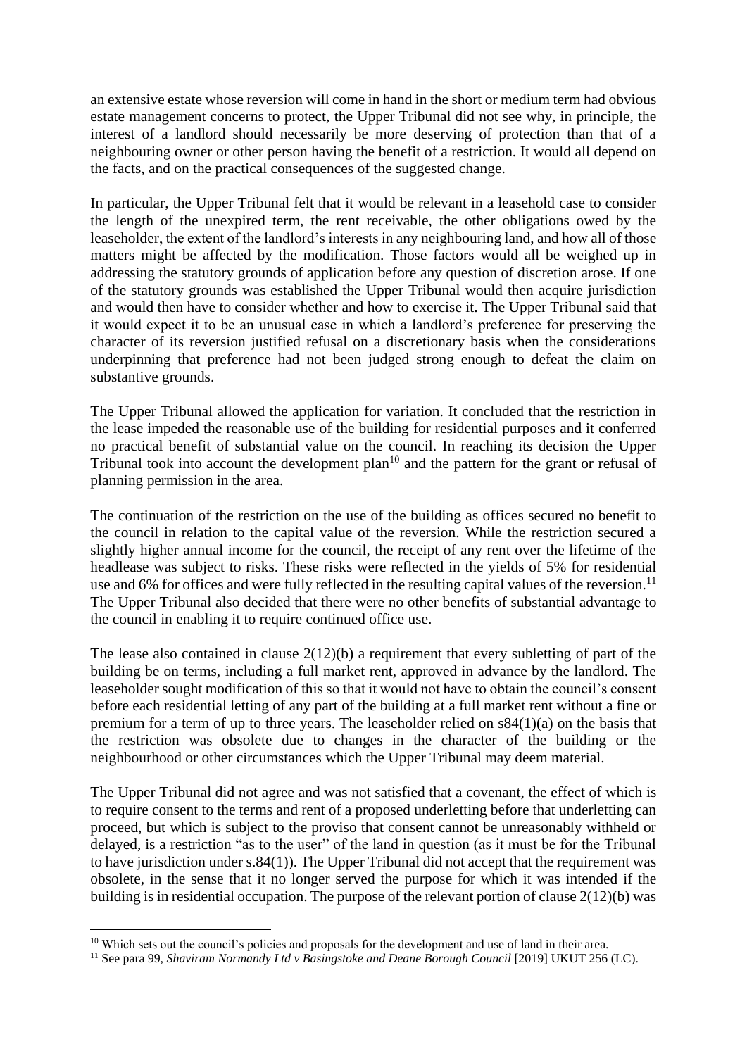an extensive estate whose reversion will come in hand in the short or medium term had obvious estate management concerns to protect, the Upper Tribunal did not see why, in principle, the interest of a landlord should necessarily be more deserving of protection than that of a neighbouring owner or other person having the benefit of a restriction. It would all depend on the facts, and on the practical consequences of the suggested change.

In particular, the Upper Tribunal felt that it would be relevant in a leasehold case to consider the length of the unexpired term, the rent receivable, the other obligations owed by the leaseholder, the extent of the landlord's interests in any neighbouring land, and how all of those matters might be affected by the modification. Those factors would all be weighed up in addressing the statutory grounds of application before any question of discretion arose. If one of the statutory grounds was established the Upper Tribunal would then acquire jurisdiction and would then have to consider whether and how to exercise it. The Upper Tribunal said that it would expect it to be an unusual case in which a landlord's preference for preserving the character of its reversion justified refusal on a discretionary basis when the considerations underpinning that preference had not been judged strong enough to defeat the claim on substantive grounds.

The Upper Tribunal allowed the application for variation. It concluded that the restriction in the lease impeded the reasonable use of the building for residential purposes and it conferred no practical benefit of substantial value on the council. In reaching its decision the Upper Tribunal took into account the development plan[10] and the pattern for the grant or refusal of planning permission in the area.

The continuation of the restriction on the use of the building as offices secured no benefit to the council in relation to the capital value of the reversion. While the restriction secured a slightly higher annual income for the council, the receipt of any rent over the lifetime of the headlease was subject to risks. These risks were reflected in the yields of 5% for residential use and 6% for offices and were fully reflected in the resulting capital values of the reversion.[11] The Upper Tribunal also decided that there were no other benefits of substantial advantage to the council in enabling it to require continued office use.

The lease also contained in clause 2(12)(b) a requirement that every subletting of part of the building be on terms, including a full market rent, approved in advance by the landlord. The leaseholder sought modification of this so that it would not have to obtain the council's consent before each residential letting of any part of the building at a full market rent without a fine or premium for a term of up to three years. The leaseholder relied on s84(1)(a) on the basis that the restriction was obsolete due to changes in the character of the building or the neighbourhood or other circumstances which the Upper Tribunal may deem material.

The Upper Tribunal did not agree and was not satisfied that a covenant, the effect of which is to require consent to the terms and rent of a proposed underletting before that underletting can proceed, but which is subject to the proviso that consent cannot be unreasonably withheld or delayed, is a restriction "as to the user" of the land in question (as it must be for the Tribunal to have jurisdiction under s.84(1)). The Upper Tribunal did not accept that the requirement was obsolete, in the sense that it no longer served the purpose for which it was intended if the building is in residential occupation. The purpose of the relevant portion of clause 2(12)(b) was

---

[10] Which sets out the council's policies and proposals for the development and use of land in their area.

[11] See para 99, *Shaviram Normandy Ltd v Basingstoke and Deane Borough Council* [2019] UKUT 256 (LC).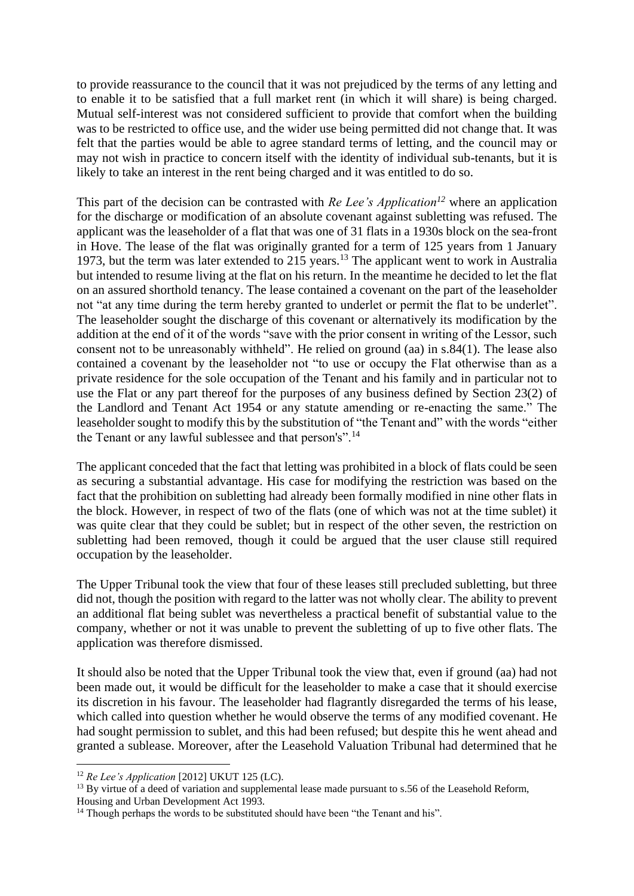to provide reassurance to the council that it was not prejudiced by the terms of any letting and to enable it to be satisfied that a full market rent (in which it will share) is being charged. Mutual self-interest was not considered sufficient to provide that comfort when the building was to be restricted to office use, and the wider use being permitted did not change that. It was felt that the parties would be able to agree standard terms of letting, and the council may or may not wish in practice to concern itself with the identity of individual sub-tenants, but it is likely to take an interest in the rent being charged and it was entitled to do so.

This part of the decision can be contrasted with *Re Lee's Application*[12] where an application for the discharge or modification of an absolute covenant against subletting was refused. The applicant was the leaseholder of a flat that was one of 31 flats in a 1930s block on the sea-front in Hove. The lease of the flat was originally granted for a term of 125 years from 1 January 1973, but the term was later extended to 215 years.[13] The applicant went to work in Australia but intended to resume living at the flat on his return. In the meantime he decided to let the flat on an assured shorthold tenancy. The lease contained a covenant on the part of the leaseholder not "at any time during the term hereby granted to underlet or permit the flat to be underlet". The leaseholder sought the discharge of this covenant or alternatively its modification by the addition at the end of it of the words "save with the prior consent in writing of the Lessor, such consent not to be unreasonably withheld". He relied on ground (aa) in s.84(1). The lease also contained a covenant by the leaseholder not "to use or occupy the Flat otherwise than as a private residence for the sole occupation of the Tenant and his family and in particular not to use the Flat or any part thereof for the purposes of any business defined by Section 23(2) of the Landlord and Tenant Act 1954 or any statute amending or re-enacting the same." The leaseholder sought to modify this by the substitution of "the Tenant and" with the words "either the Tenant or any lawful sublessee and that person's".[14]

The applicant conceded that the fact that letting was prohibited in a block of flats could be seen as securing a substantial advantage. His case for modifying the restriction was based on the fact that the prohibition on subletting had already been formally modified in nine other flats in the block. However, in respect of two of the flats (one of which was not at the time sublet) it was quite clear that they could be sublet; but in respect of the other seven, the restriction on subletting had been removed, though it could be argued that the user clause still required occupation by the leaseholder.

The Upper Tribunal took the view that four of these leases still precluded subletting, but three did not, though the position with regard to the latter was not wholly clear. The ability to prevent an additional flat being sublet was nevertheless a practical benefit of substantial value to the company, whether or not it was unable to prevent the subletting of up to five other flats. The application was therefore dismissed.

It should also be noted that the Upper Tribunal took the view that, even if ground (aa) had not been made out, it would be difficult for the leaseholder to make a case that it should exercise its discretion in his favour. The leaseholder had flagrantly disregarded the terms of his lease, which called into question whether he would observe the terms of any modified covenant. He had sought permission to sublet, and this had been refused; but despite this he went ahead and granted a sublease. Moreover, after the Leasehold Valuation Tribunal had determined that he

---

[12] *Re Lee's Application* [2012] UKUT 125 (LC).

[13] By virtue of a deed of variation and supplemental lease made pursuant to s.56 of the Leasehold Reform, Housing and Urban Development Act 1993.

[14] Though perhaps the words to be substituted should have been "the Tenant and his".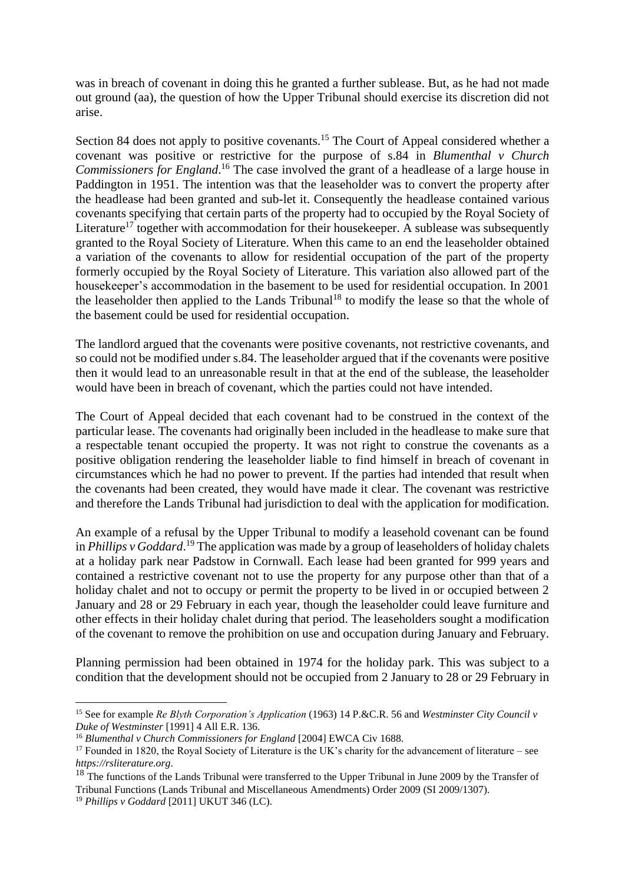was in breach of covenant in doing this he granted a further sublease. But, as he had not made out ground (aa), the question of how the Upper Tribunal should exercise its discretion did not arise.

Section 84 does not apply to positive covenants.[15] The Court of Appeal considered whether a covenant was positive or restrictive for the purpose of s.84 in *Blumenthal v Church Commissioners for England*.[16] The case involved the grant of a headlease of a large house in Paddington in 1951. The intention was that the leaseholder was to convert the property after the headlease had been granted and sub-let it. Consequently the headlease contained various covenants specifying that certain parts of the property had to occupied by the Royal Society of Literature[17] together with accommodation for their housekeeper. A sublease was subsequently granted to the Royal Society of Literature. When this came to an end the leaseholder obtained a variation of the covenants to allow for residential occupation of the part of the property formerly occupied by the Royal Society of Literature. This variation also allowed part of the housekeeper's accommodation in the basement to be used for residential occupation. In 2001 the leaseholder then applied to the Lands Tribunal[18] to modify the lease so that the whole of the basement could be used for residential occupation.

The landlord argued that the covenants were positive covenants, not restrictive covenants, and so could not be modified under s.84. The leaseholder argued that if the covenants were positive then it would lead to an unreasonable result in that at the end of the sublease, the leaseholder would have been in breach of covenant, which the parties could not have intended.

The Court of Appeal decided that each covenant had to be construed in the context of the particular lease. The covenants had originally been included in the headlease to make sure that a respectable tenant occupied the property. It was not right to construe the covenants as a positive obligation rendering the leaseholder liable to find himself in breach of covenant in circumstances which he had no power to prevent. If the parties had intended that result when the covenants had been created, they would have made it clear. The covenant was restrictive and therefore the Lands Tribunal had jurisdiction to deal with the application for modification.

An example of a refusal by the Upper Tribunal to modify a leasehold covenant can be found in *Phillips v Goddard*.[19] The application was made by a group of leaseholders of holiday chalets at a holiday park near Padstow in Cornwall. Each lease had been granted for 999 years and contained a restrictive covenant not to use the property for any purpose other than that of a holiday chalet and not to occupy or permit the property to be lived in or occupied between 2 January and 28 or 29 February in each year, though the leaseholder could leave furniture and other effects in their holiday chalet during that period. The leaseholders sought a modification of the covenant to remove the prohibition on use and occupation during January and February.

Planning permission had been obtained in 1974 for the holiday park. This was subject to a condition that the development should not be occupied from 2 January to 28 or 29 February in

---

[15] See for example *Re Blyth Corporation's Application* (1963) 14 P.&C.R. 56 and *Westminster City Council v Duke of Westminster* [1991] 4 All E.R. 136.

[16] *Blumenthal v Church Commissioners for England* [2004] EWCA Civ 1688.

[17] Founded in 1820, the Royal Society of Literature is the UK's charity for the advancement of literature – see *https://rsliterature.org*.

[18] The functions of the Lands Tribunal were transferred to the Upper Tribunal in June 2009 by the Transfer of Tribunal Functions (Lands Tribunal and Miscellaneous Amendments) Order 2009 (SI 2009/1307).

[19] *Phillips v Goddard* [2011] UKUT 346 (LC).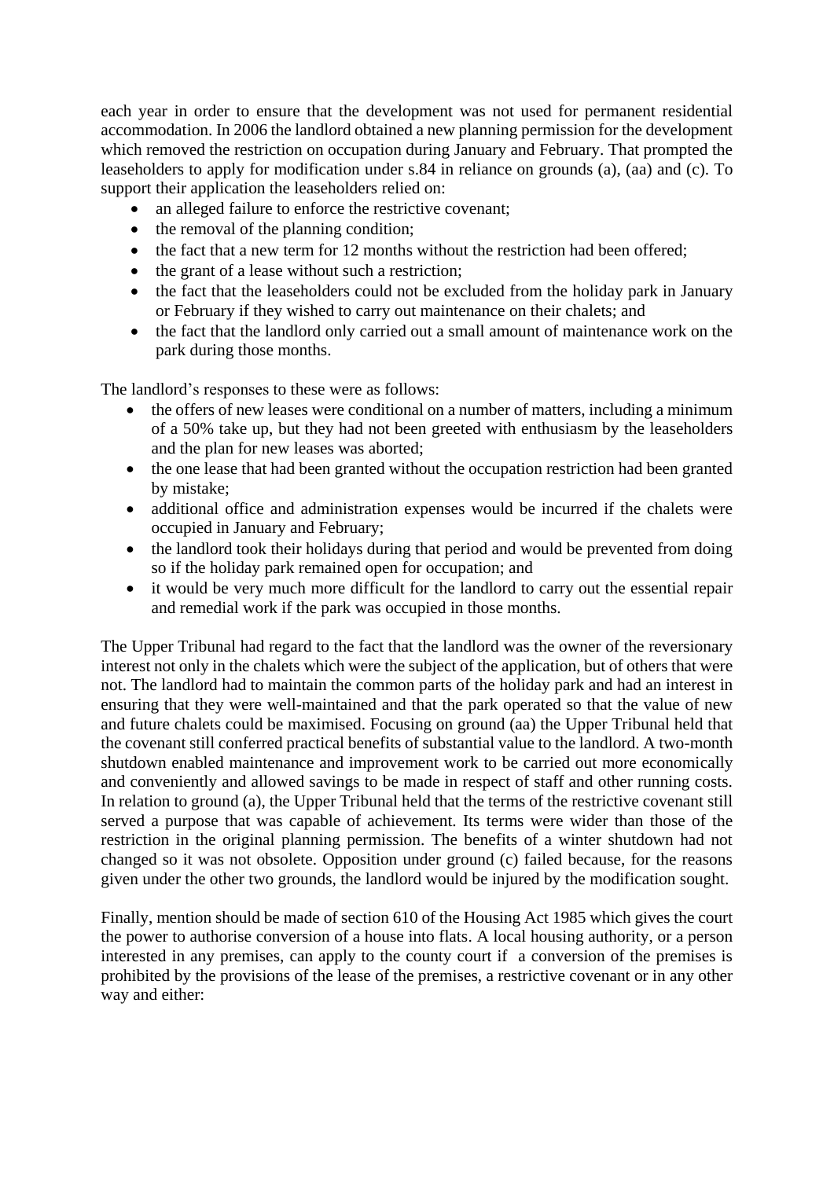each year in order to ensure that the development was not used for permanent residential accommodation. In 2006 the landlord obtained a new planning permission for the development which removed the restriction on occupation during January and February. That prompted the leaseholders to apply for modification under s.84 in reliance on grounds (a), (aa) and (c). To support their application the leaseholders relied on:

- an alleged failure to enforce the restrictive covenant;
- the removal of the planning condition;
- the fact that a new term for 12 months without the restriction had been offered;
- the grant of a lease without such a restriction;
- the fact that the leaseholders could not be excluded from the holiday park in January or February if they wished to carry out maintenance on their chalets; and
- the fact that the landlord only carried out a small amount of maintenance work on the park during those months.

The landlord's responses to these were as follows:

- the offers of new leases were conditional on a number of matters, including a minimum of a 50% take up, but they had not been greeted with enthusiasm by the leaseholders and the plan for new leases was aborted;
- the one lease that had been granted without the occupation restriction had been granted by mistake;
- additional office and administration expenses would be incurred if the chalets were occupied in January and February;
- the landlord took their holidays during that period and would be prevented from doing so if the holiday park remained open for occupation; and
- it would be very much more difficult for the landlord to carry out the essential repair and remedial work if the park was occupied in those months.

The Upper Tribunal had regard to the fact that the landlord was the owner of the reversionary interest not only in the chalets which were the subject of the application, but of others that were not. The landlord had to maintain the common parts of the holiday park and had an interest in ensuring that they were well-maintained and that the park operated so that the value of new and future chalets could be maximised. Focusing on ground (aa) the Upper Tribunal held that the covenant still conferred practical benefits of substantial value to the landlord. A two-month shutdown enabled maintenance and improvement work to be carried out more economically and conveniently and allowed savings to be made in respect of staff and other running costs. In relation to ground (a), the Upper Tribunal held that the terms of the restrictive covenant still served a purpose that was capable of achievement. Its terms were wider than those of the restriction in the original planning permission. The benefits of a winter shutdown had not changed so it was not obsolete. Opposition under ground (c) failed because, for the reasons given under the other two grounds, the landlord would be injured by the modification sought.

Finally, mention should be made of section 610 of the Housing Act 1985 which gives the court the power to authorise conversion of a house into flats. A local housing authority, or a person interested in any premises, can apply to the county court if a conversion of the premises is prohibited by the provisions of the lease of the premises, a restrictive covenant or in any other way and either: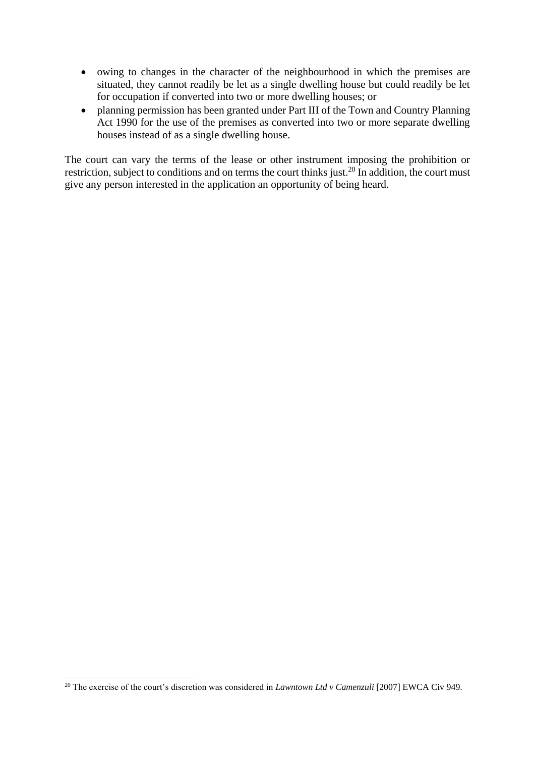- owing to changes in the character of the neighbourhood in which the premises are situated, they cannot readily be let as a single dwelling house but could readily be let for occupation if converted into two or more dwelling houses; or
- planning permission has been granted under Part III of the Town and Country Planning Act 1990 for the use of the premises as converted into two or more separate dwelling houses instead of as a single dwelling house.

The court can vary the terms of the lease or other instrument imposing the prohibition or restriction, subject to conditions and on terms the court thinks just.[20] In addition, the court must give any person interested in the application an opportunity of being heard.

[20] The exercise of the court's discretion was considered in *Lawntown Ltd v Camenzuli* [2007] EWCA Civ 949.